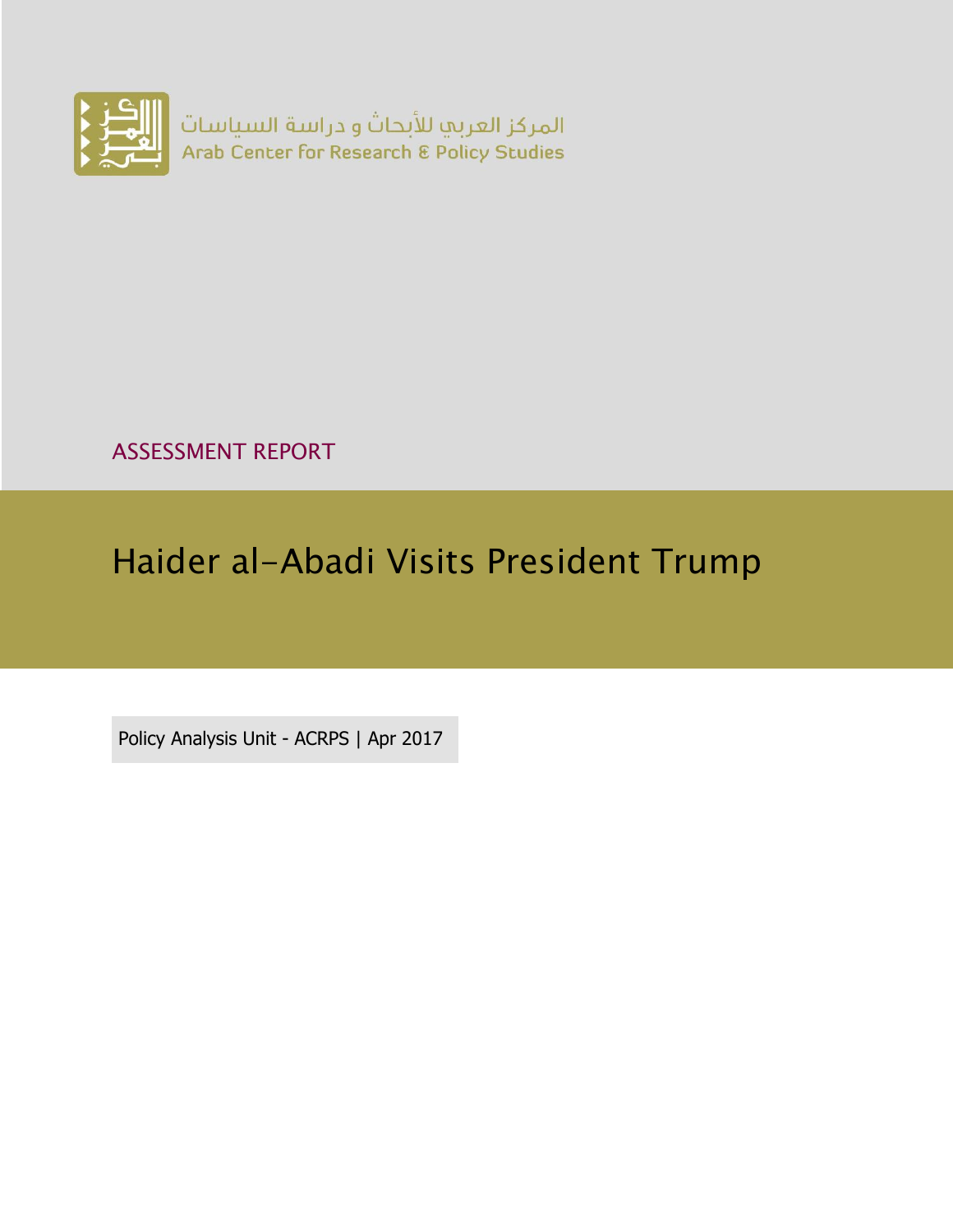المركز العربي للأبحاث و دراسة السياسات
Arab Center for Research & Policy Studies

ASSESSMENT REPORT

# Haider al-Abadi Visits President Trump

Policy Analysis Unit - ACRPS | Apr 2017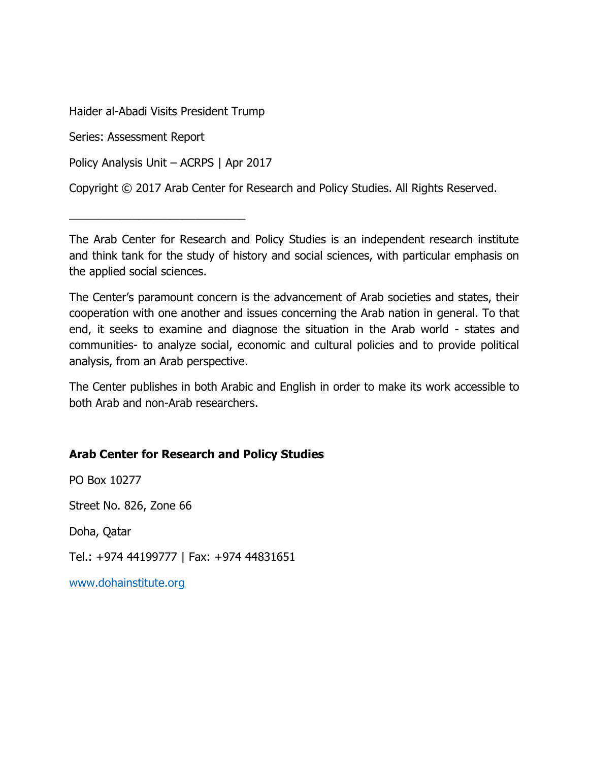Haider al-Abadi Visits President Trump

Series: Assessment Report

Policy Analysis Unit – ACRPS | Apr 2017

Copyright © 2017 Arab Center for Research and Policy Studies. All Rights Reserved.

---

The Arab Center for Research and Policy Studies is an independent research institute and think tank for the study of history and social sciences, with particular emphasis on the applied social sciences.

The Center's paramount concern is the advancement of Arab societies and states, their cooperation with one another and issues concerning the Arab nation in general. To that end, it seeks to examine and diagnose the situation in the Arab world - states and communities- to analyze social, economic and cultural policies and to provide political analysis, from an Arab perspective.

The Center publishes in both Arabic and English in order to make its work accessible to both Arab and non-Arab researchers.

**Arab Center for Research and Policy Studies**

PO Box 10277

Street No. 826, Zone 66

Doha, Qatar

Tel.: +974 44199777 | Fax: +974 44831651

[www.dohainstitute.org](http://www.dohainstitute.org)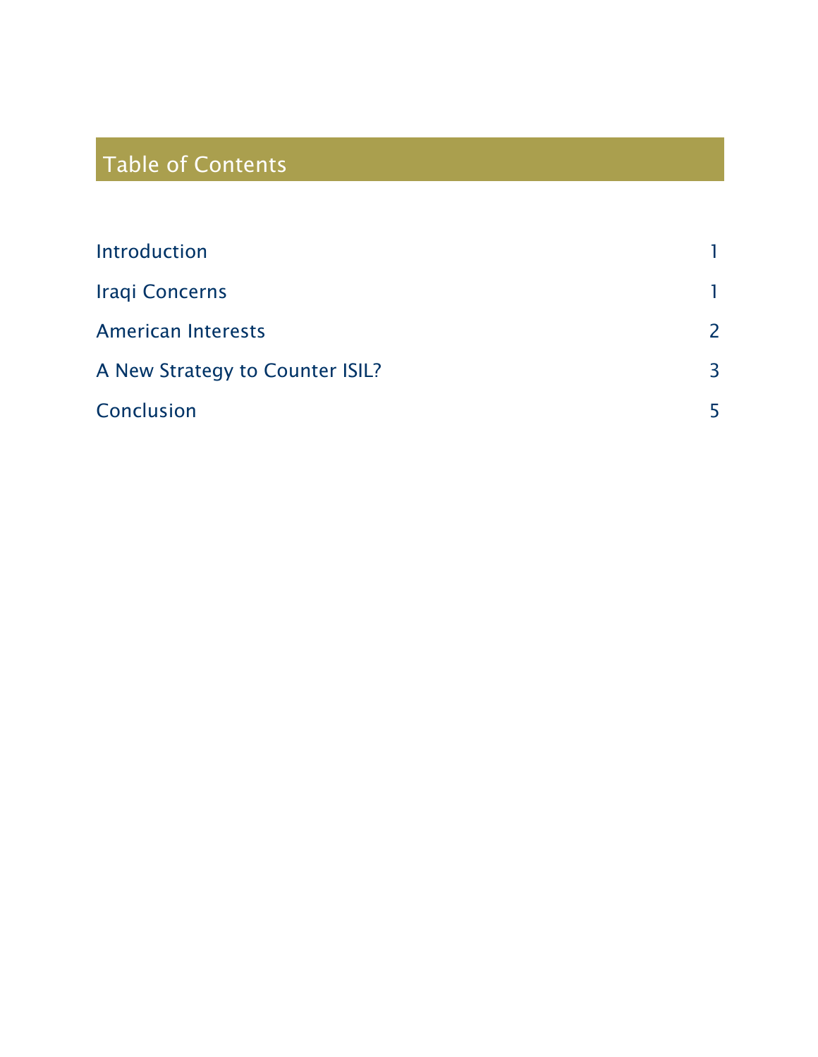## Table of Contents

| | |
|---|---|
| Introduction | 1 |
| Iraqi Concerns | 1 |
| American Interests | 2 |
| A New Strategy to Counter ISIL? | 3 |
| Conclusion | 5 |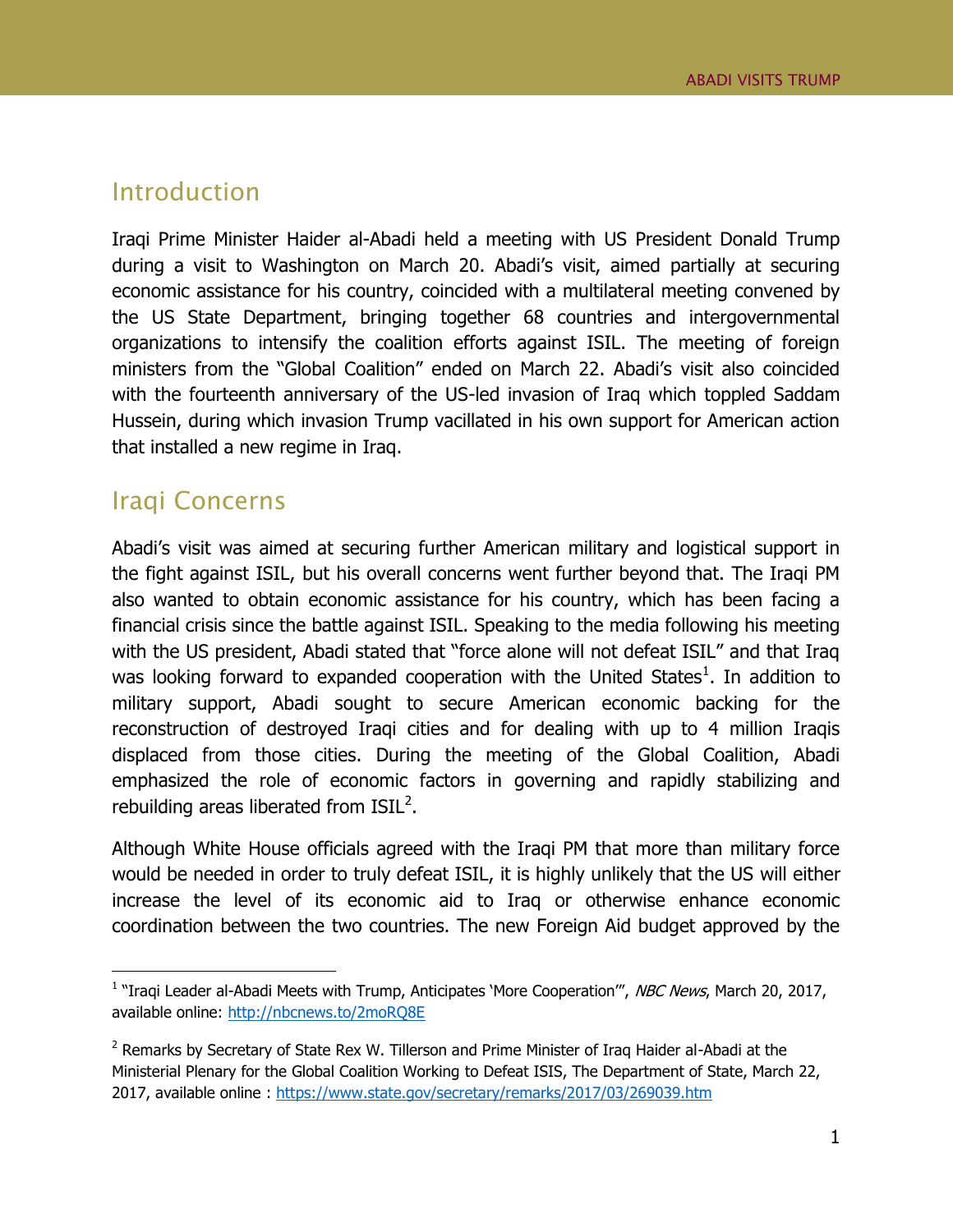## Introduction

Iraqi Prime Minister Haider al-Abadi held a meeting with US President Donald Trump during a visit to Washington on March 20. Abadi's visit, aimed partially at securing economic assistance for his country, coincided with a multilateral meeting convened by the US State Department, bringing together 68 countries and intergovernmental organizations to intensify the coalition efforts against ISIL. The meeting of foreign ministers from the "Global Coalition" ended on March 22. Abadi's visit also coincided with the fourteenth anniversary of the US-led invasion of Iraq which toppled Saddam Hussein, during which invasion Trump vacillated in his own support for American action that installed a new regime in Iraq.

## Iraqi Concerns

Abadi's visit was aimed at securing further American military and logistical support in the fight against ISIL, but his overall concerns went further beyond that. The Iraqi PM also wanted to obtain economic assistance for his country, which has been facing a financial crisis since the battle against ISIL. Speaking to the media following his meeting with the US president, Abadi stated that "force alone will not defeat ISIL" and that Iraq was looking forward to expanded cooperation with the United States[1]. In addition to military support, Abadi sought to secure American economic backing for the reconstruction of destroyed Iraqi cities and for dealing with up to 4 million Iraqis displaced from those cities. During the meeting of the Global Coalition, Abadi emphasized the role of economic factors in governing and rapidly stabilizing and rebuilding areas liberated from ISIL[2].

Although White House officials agreed with the Iraqi PM that more than military force would be needed in order to truly defeat ISIL, it is highly unlikely that the US will either increase the level of its economic aid to Iraq or otherwise enhance economic coordination between the two countries. The new Foreign Aid budget approved by the

---

[1] "Iraqi Leader al-Abadi Meets with Trump, Anticipates 'More Cooperation'", *NBC News*, March 20, 2017, available online: http://nbcnews.to/2moRQ8E

[2] Remarks by Secretary of State Rex W. Tillerson and Prime Minister of Iraq Haider al-Abadi at the Ministerial Plenary for the Global Coalition Working to Defeat ISIS, The Department of State, March 22, 2017, available online : https://www.state.gov/secretary/remarks/2017/03/269039.htm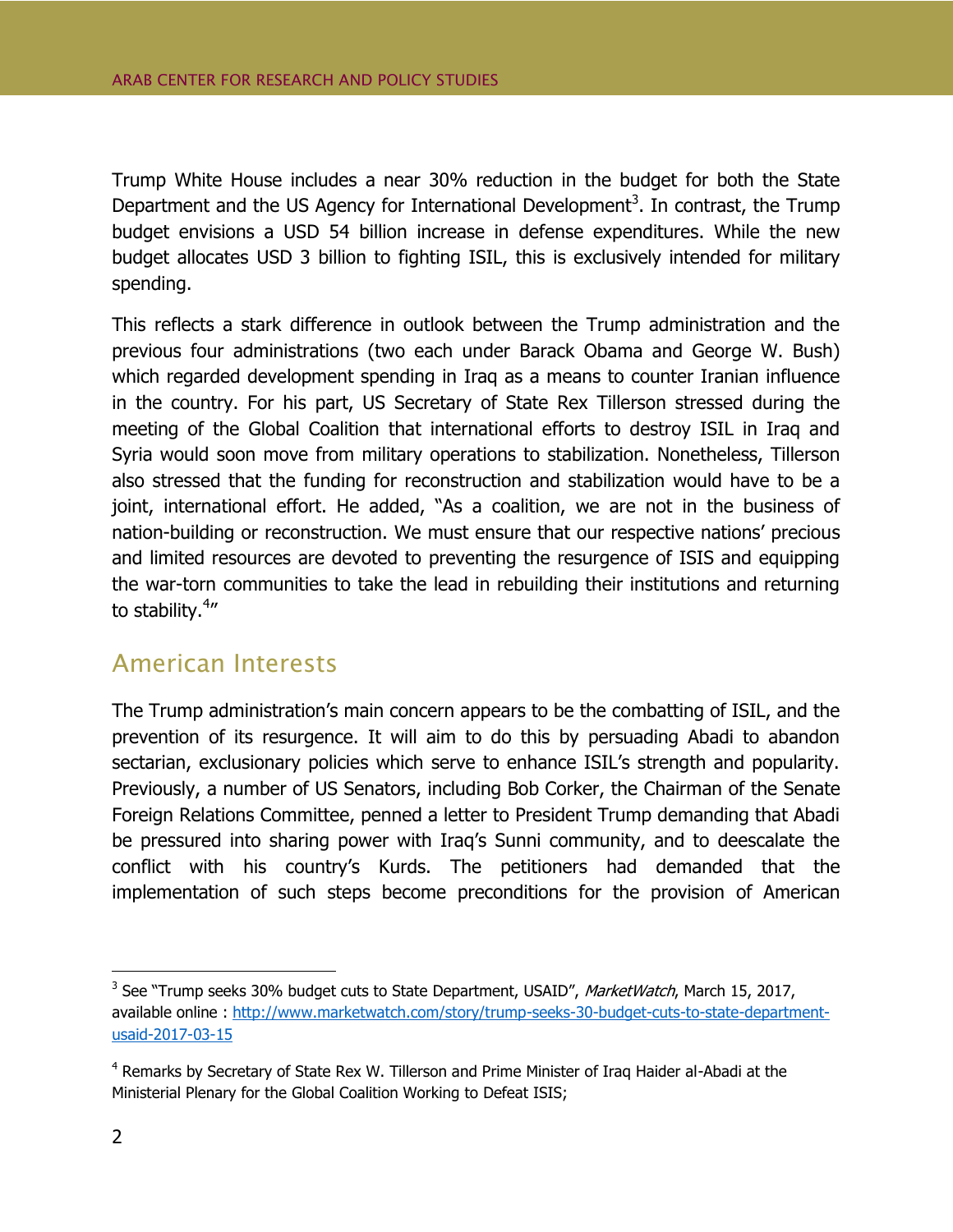Trump White House includes a near 30% reduction in the budget for both the State Department and the US Agency for International Development[3]. In contrast, the Trump budget envisions a USD 54 billion increase in defense expenditures. While the new budget allocates USD 3 billion to fighting ISIL, this is exclusively intended for military spending.

This reflects a stark difference in outlook between the Trump administration and the previous four administrations (two each under Barack Obama and George W. Bush) which regarded development spending in Iraq as a means to counter Iranian influence in the country. For his part, US Secretary of State Rex Tillerson stressed during the meeting of the Global Coalition that international efforts to destroy ISIL in Iraq and Syria would soon move from military operations to stabilization. Nonetheless, Tillerson also stressed that the funding for reconstruction and stabilization would have to be a joint, international effort. He added, "As a coalition, we are not in the business of nation-building or reconstruction. We must ensure that our respective nations' precious and limited resources are devoted to preventing the resurgence of ISIS and equipping the war-torn communities to take the lead in rebuilding their institutions and returning to stability.[4]"

## American Interests

The Trump administration's main concern appears to be the combatting of ISIL, and the prevention of its resurgence. It will aim to do this by persuading Abadi to abandon sectarian, exclusionary policies which serve to enhance ISIL's strength and popularity. Previously, a number of US Senators, including Bob Corker, the Chairman of the Senate Foreign Relations Committee, penned a letter to President Trump demanding that Abadi be pressured into sharing power with Iraq's Sunni community, and to deescalate the conflict with his country's Kurds. The petitioners had demanded that the implementation of such steps become preconditions for the provision of American

---

[3] See "Trump seeks 30% budget cuts to State Department, USAID", *MarketWatch*, March 15, 2017, available online : http://www.marketwatch.com/story/trump-seeks-30-budget-cuts-to-state-department-usaid-2017-03-15

[4] Remarks by Secretary of State Rex W. Tillerson and Prime Minister of Iraq Haider al-Abadi at the Ministerial Plenary for the Global Coalition Working to Defeat ISIS;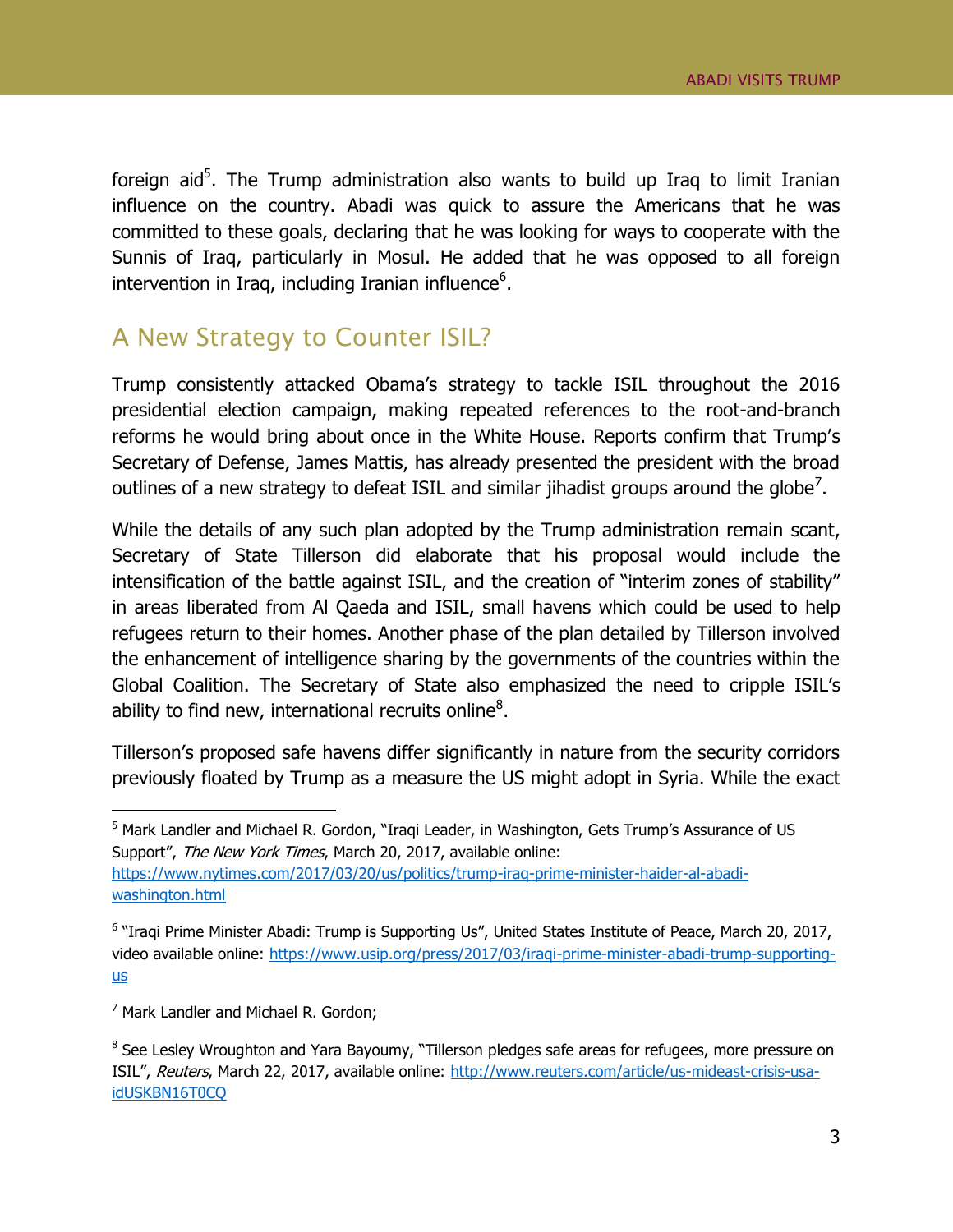foreign aid[5]. The Trump administration also wants to build up Iraq to limit Iranian influence on the country. Abadi was quick to assure the Americans that he was committed to these goals, declaring that he was looking for ways to cooperate with the Sunnis of Iraq, particularly in Mosul. He added that he was opposed to all foreign intervention in Iraq, including Iranian influence[6].

## A New Strategy to Counter ISIL?

Trump consistently attacked Obama's strategy to tackle ISIL throughout the 2016 presidential election campaign, making repeated references to the root-and-branch reforms he would bring about once in the White House. Reports confirm that Trump's Secretary of Defense, James Mattis, has already presented the president with the broad outlines of a new strategy to defeat ISIL and similar jihadist groups around the globe[7].

While the details of any such plan adopted by the Trump administration remain scant, Secretary of State Tillerson did elaborate that his proposal would include the intensification of the battle against ISIL, and the creation of "interim zones of stability" in areas liberated from Al Qaeda and ISIL, small havens which could be used to help refugees return to their homes. Another phase of the plan detailed by Tillerson involved the enhancement of intelligence sharing by the governments of the countries within the Global Coalition. The Secretary of State also emphasized the need to cripple ISIL's ability to find new, international recruits online[8].

Tillerson's proposed safe havens differ significantly in nature from the security corridors previously floated by Trump as a measure the US might adopt in Syria. While the exact

---

[5] Mark Landler and Michael R. Gordon, "Iraqi Leader, in Washington, Gets Trump's Assurance of US Support", *The New York Times*, March 20, 2017, available online: https://www.nytimes.com/2017/03/20/us/politics/trump-iraq-prime-minister-haider-al-abadi-washington.html

[6] "Iraqi Prime Minister Abadi: Trump is Supporting Us", United States Institute of Peace, March 20, 2017, video available online: https://www.usip.org/press/2017/03/iraqi-prime-minister-abadi-trump-supporting-us

[7] Mark Landler and Michael R. Gordon;

[8] See Lesley Wroughton and Yara Bayoumy, "Tillerson pledges safe areas for refugees, more pressure on ISIL", *Reuters*, March 22, 2017, available online: http://www.reuters.com/article/us-mideast-crisis-usa-idUSKBN16T0CQ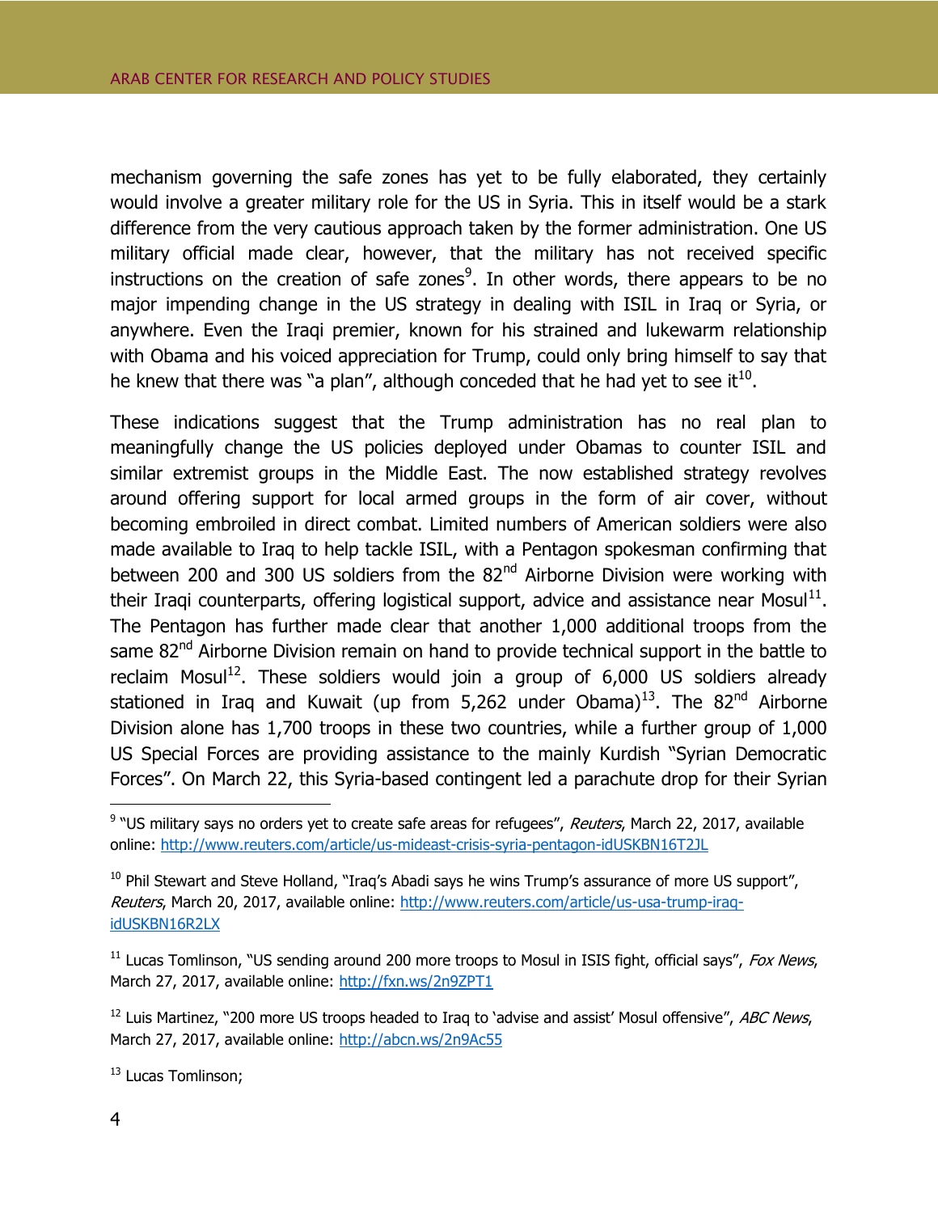mechanism governing the safe zones has yet to be fully elaborated, they certainly would involve a greater military role for the US in Syria. This in itself would be a stark difference from the very cautious approach taken by the former administration. One US military official made clear, however, that the military has not received specific instructions on the creation of safe zones[9]. In other words, there appears to be no major impending change in the US strategy in dealing with ISIL in Iraq or Syria, or anywhere. Even the Iraqi premier, known for his strained and lukewarm relationship with Obama and his voiced appreciation for Trump, could only bring himself to say that he knew that there was "a plan", although conceded that he had yet to see it[10].

These indications suggest that the Trump administration has no real plan to meaningfully change the US policies deployed under Obamas to counter ISIL and similar extremist groups in the Middle East. The now established strategy revolves around offering support for local armed groups in the form of air cover, without becoming embroiled in direct combat. Limited numbers of American soldiers were also made available to Iraq to help tackle ISIL, with a Pentagon spokesman confirming that between 200 and 300 US soldiers from the 82nd Airborne Division were working with their Iraqi counterparts, offering logistical support, advice and assistance near Mosul[11]. The Pentagon has further made clear that another 1,000 additional troops from the same 82nd Airborne Division remain on hand to provide technical support in the battle to reclaim Mosul[12]. These soldiers would join a group of 6,000 US soldiers already stationed in Iraq and Kuwait (up from 5,262 under Obama)[13]. The 82nd Airborne Division alone has 1,700 troops in these two countries, while a further group of 1,000 US Special Forces are providing assistance to the mainly Kurdish "Syrian Democratic Forces". On March 22, this Syria-based contingent led a parachute drop for their Syrian

---

[9] "US military says no orders yet to create safe areas for refugees", *Reuters*, March 22, 2017, available online: http://www.reuters.com/article/us-mideast-crisis-syria-pentagon-idUSKBN16T2JL

[10] Phil Stewart and Steve Holland, "Iraq's Abadi says he wins Trump's assurance of more US support", *Reuters*, March 20, 2017, available online: http://www.reuters.com/article/us-usa-trump-iraq-idUSKBN16R2LX

[11] Lucas Tomlinson, "US sending around 200 more troops to Mosul in ISIS fight, official says", *Fox News*, March 27, 2017, available online: http://fxn.ws/2n9ZPT1

[12] Luis Martinez, "200 more US troops headed to Iraq to 'advise and assist' Mosul offensive", *ABC News*, March 27, 2017, available online: http://abcn.ws/2n9Ac55

[13] Lucas Tomlinson;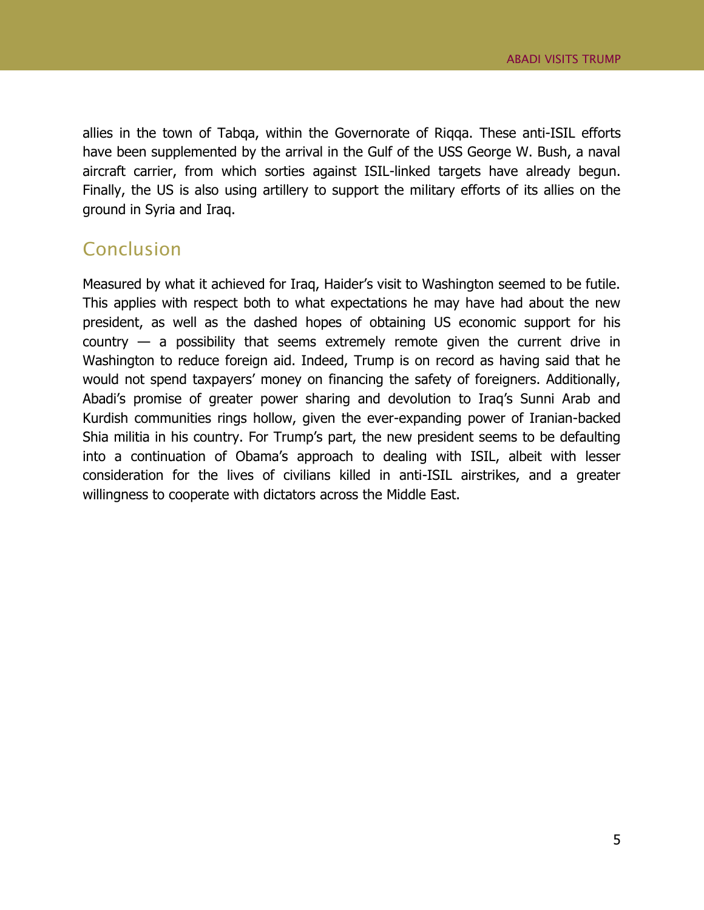allies in the town of Tabqa, within the Governorate of Riqqa. These anti-ISIL efforts have been supplemented by the arrival in the Gulf of the USS George W. Bush, a naval aircraft carrier, from which sorties against ISIL-linked targets have already begun. Finally, the US is also using artillery to support the military efforts of its allies on the ground in Syria and Iraq.

## Conclusion

Measured by what it achieved for Iraq, Haider's visit to Washington seemed to be futile. This applies with respect both to what expectations he may have had about the new president, as well as the dashed hopes of obtaining US economic support for his country — a possibility that seems extremely remote given the current drive in Washington to reduce foreign aid. Indeed, Trump is on record as having said that he would not spend taxpayers' money on financing the safety of foreigners. Additionally, Abadi's promise of greater power sharing and devolution to Iraq's Sunni Arab and Kurdish communities rings hollow, given the ever-expanding power of Iranian-backed Shia militia in his country. For Trump's part, the new president seems to be defaulting into a continuation of Obama's approach to dealing with ISIL, albeit with lesser consideration for the lives of civilians killed in anti-ISIL airstrikes, and a greater willingness to cooperate with dictators across the Middle East.